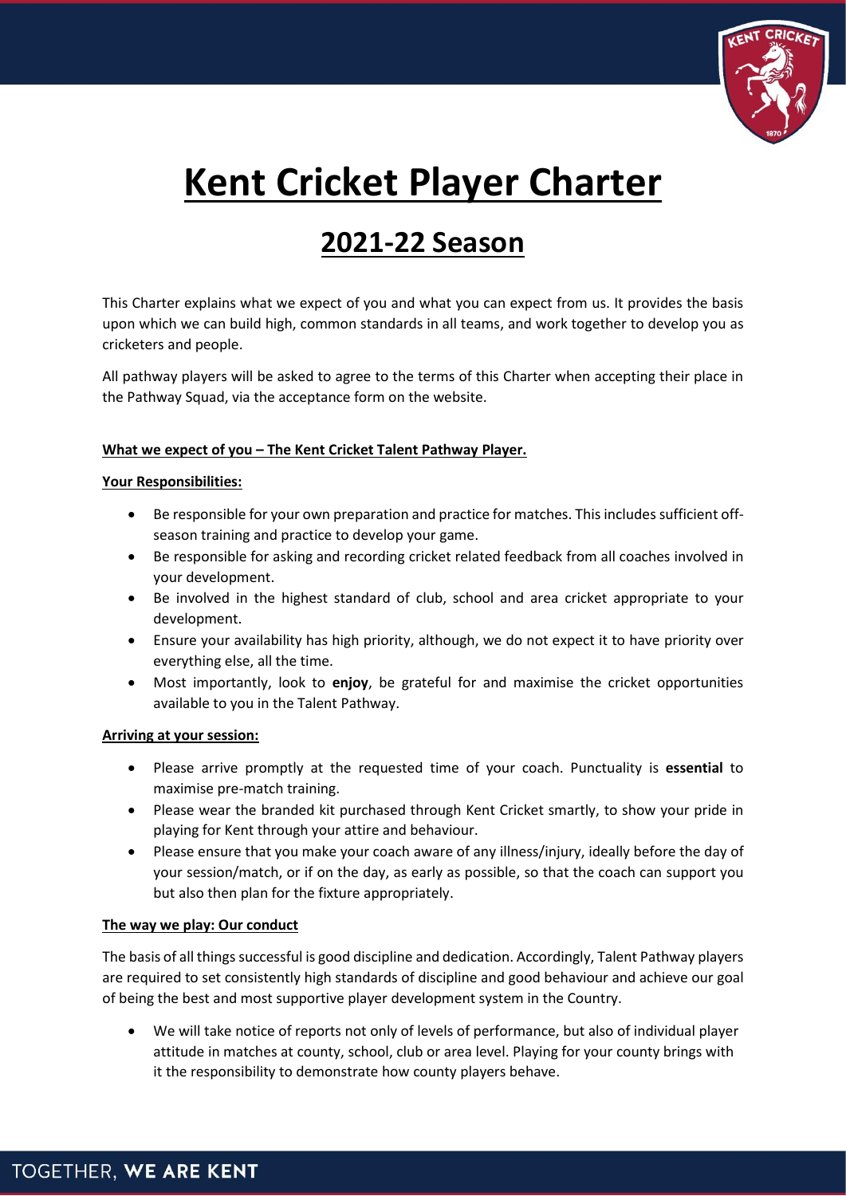# Kent Cricket Player Charter

## 2021-22 Season

This Charter explains what we expect of you and what you can expect from us. It provides the basis upon which we can build high, common standards in all teams, and work together to develop you as cricketers and people.

All pathway players will be asked to agree to the terms of this Charter when accepting their place in the Pathway Squad, via the acceptance form on the website.

**What we expect of you – The Kent Cricket Talent Pathway Player.**

**Your Responsibilities:**

- Be responsible for your own preparation and practice for matches. This includes sufficient off-season training and practice to develop your game.
- Be responsible for asking and recording cricket related feedback from all coaches involved in your development.
- Be involved in the highest standard of club, school and area cricket appropriate to your development.
- Ensure your availability has high priority, although, we do not expect it to have priority over everything else, all the time.
- Most importantly, look to **enjoy**, be grateful for and maximise the cricket opportunities available to you in the Talent Pathway.

**Arriving at your session:**

- Please arrive promptly at the requested time of your coach. Punctuality is **essential** to maximise pre-match training.
- Please wear the branded kit purchased through Kent Cricket smartly, to show your pride in playing for Kent through your attire and behaviour.
- Please ensure that you make your coach aware of any illness/injury, ideally before the day of your session/match, or if on the day, as early as possible, so that the coach can support you but also then plan for the fixture appropriately.

**The way we play: Our conduct**

The basis of all things successful is good discipline and dedication. Accordingly, Talent Pathway players are required to set consistently high standards of discipline and good behaviour and achieve our goal of being the best and most supportive player development system in the Country.

- We will take notice of reports not only of levels of performance, but also of individual player attitude in matches at county, school, club or area level. Playing for your county brings with it the responsibility to demonstrate how county players behave.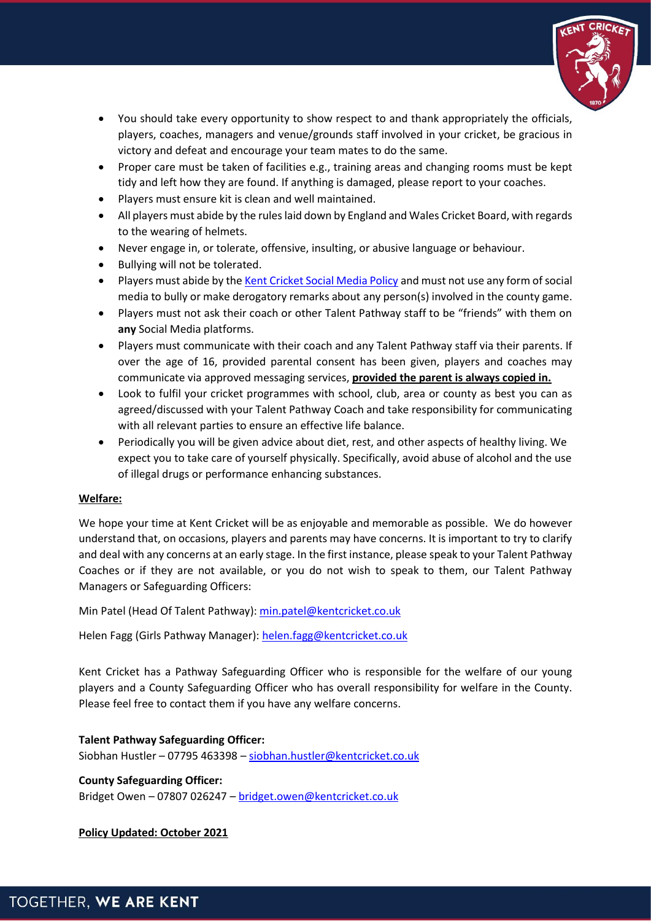- You should take every opportunity to show respect to and thank appropriately the officials, players, coaches, managers and venue/grounds staff involved in your cricket, be gracious in victory and defeat and encourage your team mates to do the same.
- Proper care must be taken of facilities e.g., training areas and changing rooms must be kept tidy and left how they are found. If anything is damaged, please report to your coaches.
- Players must ensure kit is clean and well maintained.
- All players must abide by the rules laid down by England and Wales Cricket Board, with regards to the wearing of helmets.
- Never engage in, or tolerate, offensive, insulting, or abusive language or behaviour.
- Bullying will not be tolerated.
- Players must abide by the Kent Cricket Social Media Policy and must not use any form of social media to bully or make derogatory remarks about any person(s) involved in the county game.
- Players must not ask their coach or other Talent Pathway staff to be "friends" with them on **any** Social Media platforms.
- Players must communicate with their coach and any Talent Pathway staff via their parents. If over the age of 16, provided parental consent has been given, players and coaches may communicate via approved messaging services, **provided the parent is always copied in.**
- Look to fulfil your cricket programmes with school, club, area or county as best you can as agreed/discussed with your Talent Pathway Coach and take responsibility for communicating with all relevant parties to ensure an effective life balance.
- Periodically you will be given advice about diet, rest, and other aspects of healthy living. We expect you to take care of yourself physically. Specifically, avoid abuse of alcohol and the use of illegal drugs or performance enhancing substances.

**Welfare:**

We hope your time at Kent Cricket will be as enjoyable and memorable as possible. We do however understand that, on occasions, players and parents may have concerns. It is important to try to clarify and deal with any concerns at an early stage. In the first instance, please speak to your Talent Pathway Coaches or if they are not available, or you do not wish to speak to them, our Talent Pathway Managers or Safeguarding Officers:

Min Patel (Head Of Talent Pathway): min.patel@kentcricket.co.uk

Helen Fagg (Girls Pathway Manager): helen.fagg@kentcricket.co.uk

Kent Cricket has a Pathway Safeguarding Officer who is responsible for the welfare of our young players and a County Safeguarding Officer who has overall responsibility for welfare in the County. Please feel free to contact them if you have any welfare concerns.

**Talent Pathway Safeguarding Officer:**
Siobhan Hustler – 07795 463398 – siobhan.hustler@kentcricket.co.uk

**County Safeguarding Officer:**
Bridget Owen – 07807 026247 – bridget.owen@kentcricket.co.uk

**Policy Updated: October 2021**